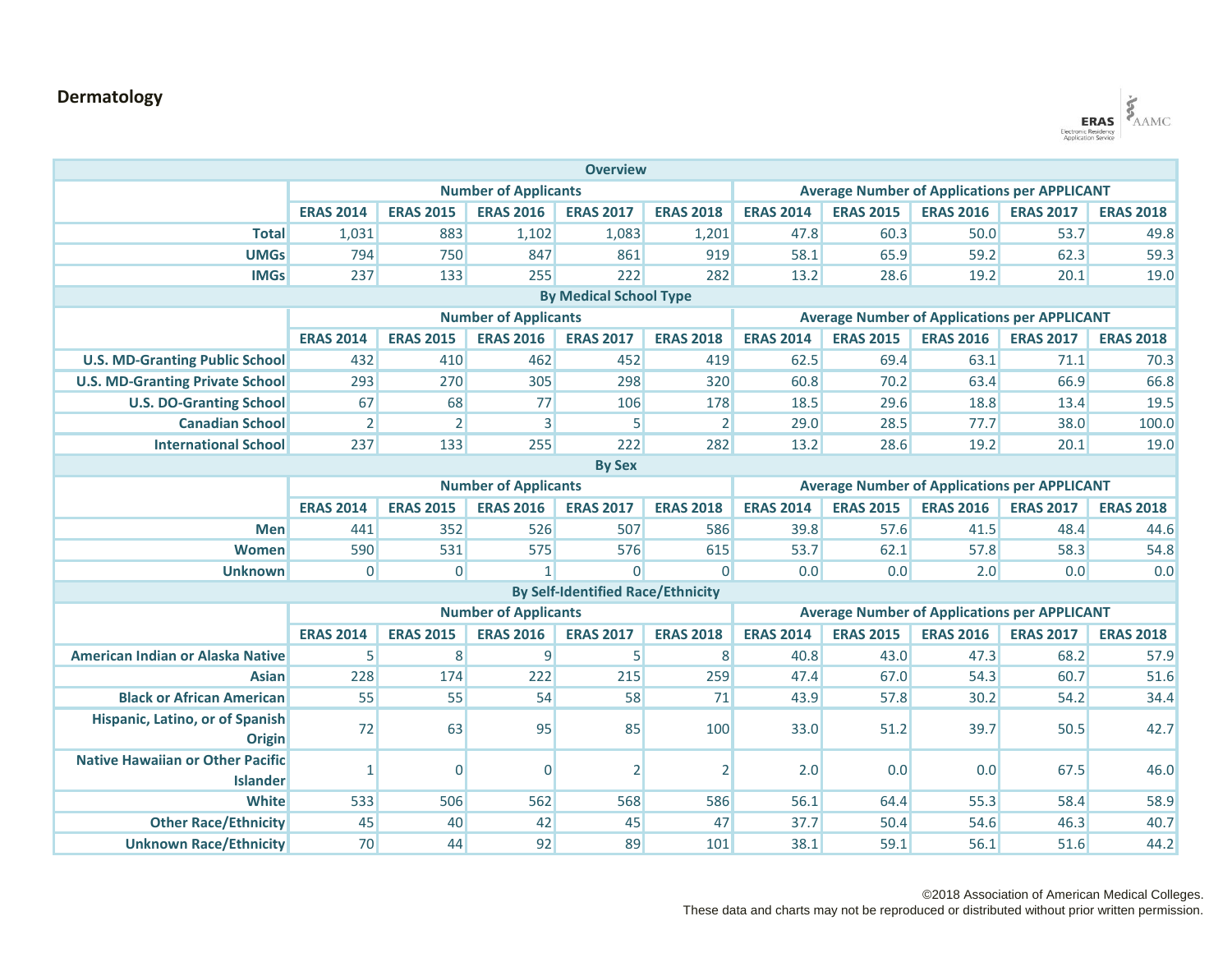## Dermatology

| Overview | | | | | | | | | | |
|---|---|---|---|---|---|---|---|---|---|---|
| | Number of Applicants | | | | | Average Number of Applications per APPLICANT | | | | |
| | ERAS 2014 | ERAS 2015 | ERAS 2016 | ERAS 2017 | ERAS 2018 | ERAS 2014 | ERAS 2015 | ERAS 2016 | ERAS 2017 | ERAS 2018 |
| **Total** | 1,031 | 883 | 1,102 | 1,083 | 1,201 | 47.8 | 60.3 | 50.0 | 53.7 | 49.8 |
| **UMGs** | 794 | 750 | 847 | 861 | 919 | 58.1 | 65.9 | 59.2 | 62.3 | 59.3 |
| **IMGs** | 237 | 133 | 255 | 222 | 282 | 13.2 | 28.6 | 19.2 | 20.1 | 19.0 |
| **By Medical School Type** | | | | | | | | | | |
| | Number of Applicants | | | | | Average Number of Applications per APPLICANT | | | | |
| | ERAS 2014 | ERAS 2015 | ERAS 2016 | ERAS 2017 | ERAS 2018 | ERAS 2014 | ERAS 2015 | ERAS 2016 | ERAS 2017 | ERAS 2018 |
| **U.S. MD-Granting Public School** | 432 | 410 | 462 | 452 | 419 | 62.5 | 69.4 | 63.1 | 71.1 | 70.3 |
| **U.S. MD-Granting Private School** | 293 | 270 | 305 | 298 | 320 | 60.8 | 70.2 | 63.4 | 66.9 | 66.8 |
| **U.S. DO-Granting School** | 67 | 68 | 77 | 106 | 178 | 18.5 | 29.6 | 18.8 | 13.4 | 19.5 |
| **Canadian School** | 2 | 2 | 3 | 5 | 2 | 29.0 | 28.5 | 77.7 | 38.0 | 100.0 |
| **International School** | 237 | 133 | 255 | 222 | 282 | 13.2 | 28.6 | 19.2 | 20.1 | 19.0 |
| **By Sex** | | | | | | | | | | |
| | Number of Applicants | | | | | Average Number of Applications per APPLICANT | | | | |
| | ERAS 2014 | ERAS 2015 | ERAS 2016 | ERAS 2017 | ERAS 2018 | ERAS 2014 | ERAS 2015 | ERAS 2016 | ERAS 2017 | ERAS 2018 |
| **Men** | 441 | 352 | 526 | 507 | 586 | 39.8 | 57.6 | 41.5 | 48.4 | 44.6 |
| **Women** | 590 | 531 | 575 | 576 | 615 | 53.7 | 62.1 | 57.8 | 58.3 | 54.8 |
| **Unknown** | 0 | 0 | 1 | 0 | 0 | 0.0 | 0.0 | 2.0 | 0.0 | 0.0 |
| **By Self-Identified Race/Ethnicity** | | | | | | | | | | |
| | Number of Applicants | | | | | Average Number of Applications per APPLICANT | | | | |
| | ERAS 2014 | ERAS 2015 | ERAS 2016 | ERAS 2017 | ERAS 2018 | ERAS 2014 | ERAS 2015 | ERAS 2016 | ERAS 2017 | ERAS 2018 |
| **American Indian or Alaska Native** | 5 | 8 | 9 | 5 | 8 | 40.8 | 43.0 | 47.3 | 68.2 | 57.9 |
| **Asian** | 228 | 174 | 222 | 215 | 259 | 47.4 | 67.0 | 54.3 | 60.7 | 51.6 |
| **Black or African American** | 55 | 55 | 54 | 58 | 71 | 43.9 | 57.8 | 30.2 | 54.2 | 34.4 |
| **Hispanic, Latino, or of Spanish Origin** | 72 | 63 | 95 | 85 | 100 | 33.0 | 51.2 | 39.7 | 50.5 | 42.7 |
| **Native Hawaiian or Other Pacific Islander** | 1 | 0 | 0 | 2 | 2 | 2.0 | 0.0 | 0.0 | 67.5 | 46.0 |
| **White** | 533 | 506 | 562 | 568 | 586 | 56.1 | 64.4 | 55.3 | 58.4 | 58.9 |
| **Other Race/Ethnicity** | 45 | 40 | 42 | 45 | 47 | 37.7 | 50.4 | 54.6 | 46.3 | 40.7 |
| **Unknown Race/Ethnicity** | 70 | 44 | 92 | 89 | 101 | 38.1 | 59.1 | 56.1 | 51.6 | 44.2 |

©2018 Association of American Medical Colleges.
These data and charts may not be reproduced or distributed without prior written permission.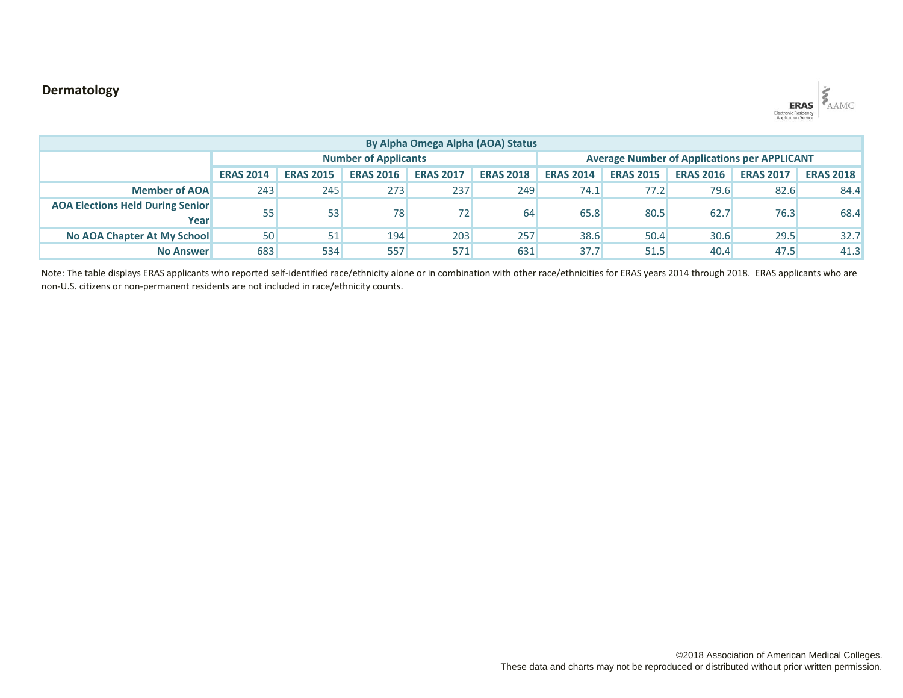## Dermatology

| By Alpha Omega Alpha (AOA) Status | | | | | | | | | | |
|---|---|---|---|---|---|---|---|---|---|---|
| | Number of Applicants | | | | | Average Number of Applications per APPLICANT | | | | |
| | ERAS 2014 | ERAS 2015 | ERAS 2016 | ERAS 2017 | ERAS 2018 | ERAS 2014 | ERAS 2015 | ERAS 2016 | ERAS 2017 | ERAS 2018 |
| **Member of AOA** | 243 | 245 | 273 | 237 | 249 | 74.1 | 77.2 | 79.6 | 82.6 | 84.4 |
| **AOA Elections Held During Senior Year** | 55 | 53 | 78 | 72 | 64 | 65.8 | 80.5 | 62.7 | 76.3 | 68.4 |
| **No AOA Chapter At My School** | 50 | 51 | 194 | 203 | 257 | 38.6 | 50.4 | 30.6 | 29.5 | 32.7 |
| **No Answer** | 683 | 534 | 557 | 571 | 631 | 37.7 | 51.5 | 40.4 | 47.5 | 41.3 |

Note: The table displays ERAS applicants who reported self-identified race/ethnicity alone or in combination with other race/ethnicities for ERAS years 2014 through 2018. ERAS applicants who are non-U.S. citizens or non-permanent residents are not included in race/ethnicity counts.

©2018 Association of American Medical Colleges.
These data and charts may not be reproduced or distributed without prior written permission.